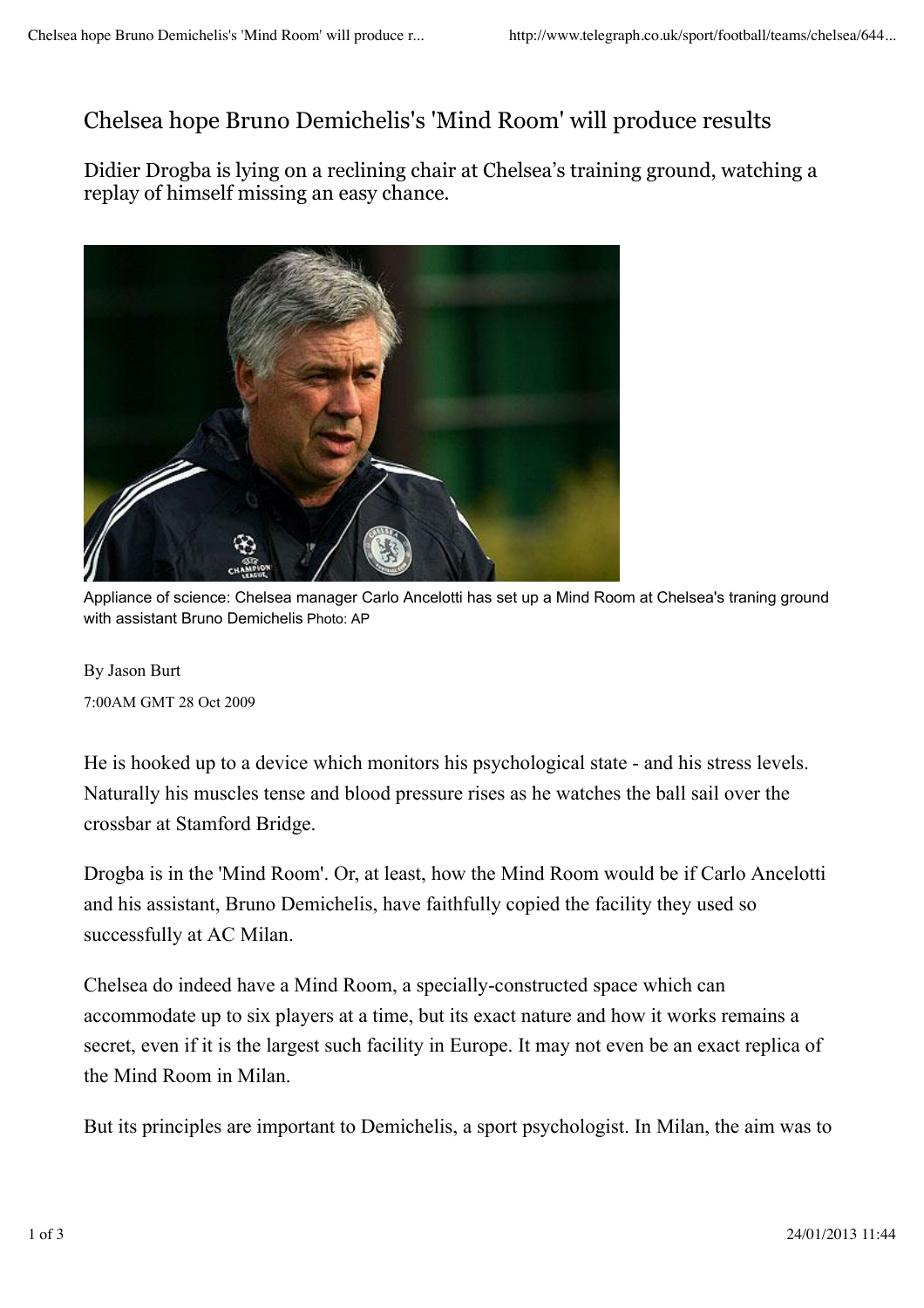# Chelsea hope Bruno Demichelis's 'Mind Room' will produce results

Didier Drogba is lying on a reclining chair at Chelsea's training ground, watching a replay of himself missing an easy chance.

Appliance of science: Chelsea manager Carlo Ancelotti has set up a Mind Room at Chelsea's traning ground with assistant Bruno Demichelis Photo: AP

By Jason Burt

7:00AM GMT 28 Oct 2009

He is hooked up to a device which monitors his psychological state - and his stress levels. Naturally his muscles tense and blood pressure rises as he watches the ball sail over the crossbar at Stamford Bridge.

Drogba is in the 'Mind Room'. Or, at least, how the Mind Room would be if Carlo Ancelotti and his assistant, Bruno Demichelis, have faithfully copied the facility they used so successfully at AC Milan.

Chelsea do indeed have a Mind Room, a specially-constructed space which can accommodate up to six players at a time, but its exact nature and how it works remains a secret, even if it is the largest such facility in Europe. It may not even be an exact replica of the Mind Room in Milan.

But its principles are important to Demichelis, a sport psychologist. In Milan, the aim was to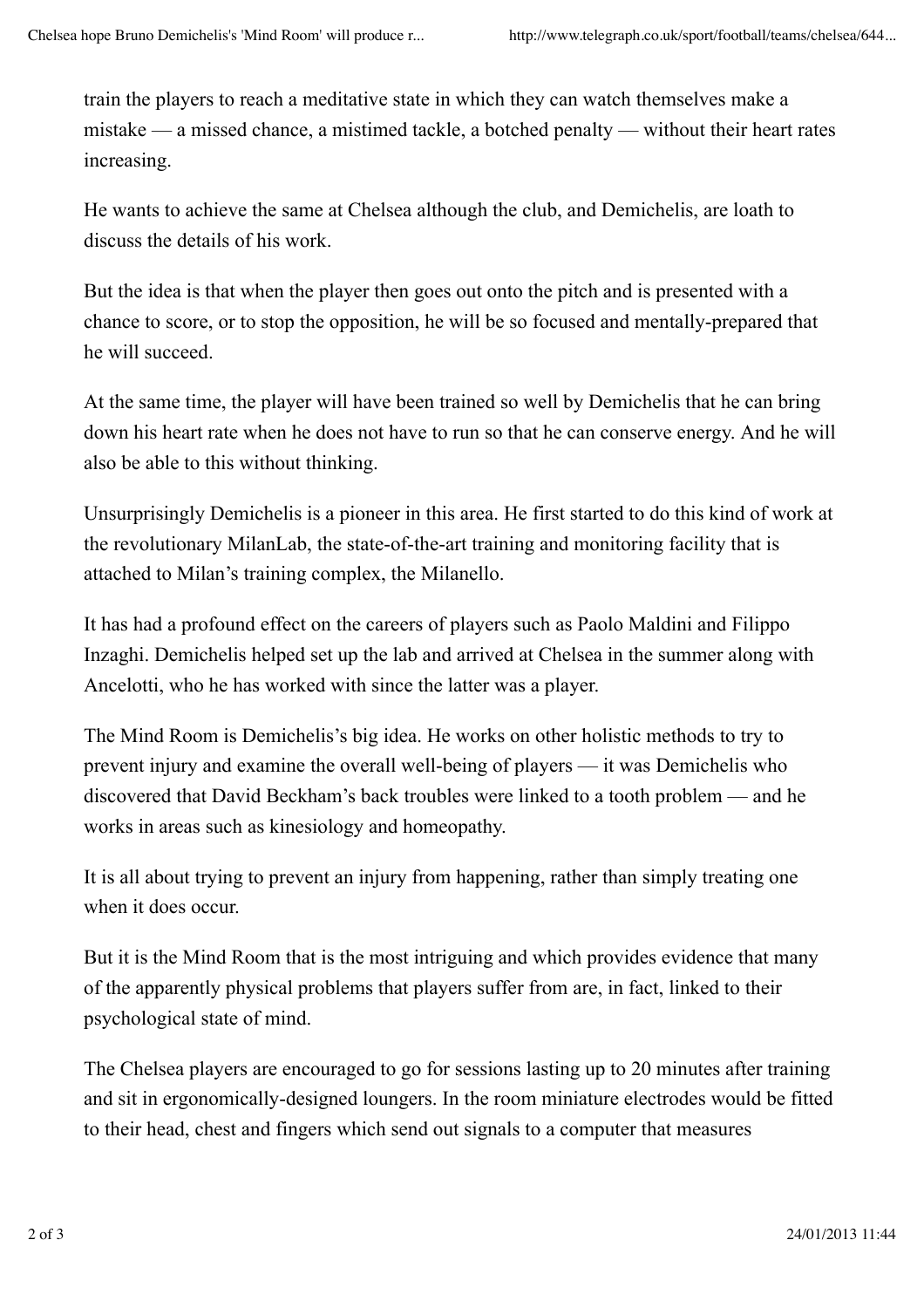train the players to reach a meditative state in which they can watch themselves make a mistake — a missed chance, a mistimed tackle, a botched penalty — without their heart rates increasing.

He wants to achieve the same at Chelsea although the club, and Demichelis, are loath to discuss the details of his work.

But the idea is that when the player then goes out onto the pitch and is presented with a chance to score, or to stop the opposition, he will be so focused and mentally-prepared that he will succeed.

At the same time, the player will have been trained so well by Demichelis that he can bring down his heart rate when he does not have to run so that he can conserve energy. And he will also be able to this without thinking.

Unsurprisingly Demichelis is a pioneer in this area. He first started to do this kind of work at the revolutionary MilanLab, the state-of-the-art training and monitoring facility that is attached to Milan's training complex, the Milanello.

It has had a profound effect on the careers of players such as Paolo Maldini and Filippo Inzaghi. Demichelis helped set up the lab and arrived at Chelsea in the summer along with Ancelotti, who he has worked with since the latter was a player.

The Mind Room is Demichelis's big idea. He works on other holistic methods to try to prevent injury and examine the overall well-being of players — it was Demichelis who discovered that David Beckham's back troubles were linked to a tooth problem — and he works in areas such as kinesiology and homeopathy.

It is all about trying to prevent an injury from happening, rather than simply treating one when it does occur.

But it is the Mind Room that is the most intriguing and which provides evidence that many of the apparently physical problems that players suffer from are, in fact, linked to their psychological state of mind.

The Chelsea players are encouraged to go for sessions lasting up to 20 minutes after training and sit in ergonomically-designed loungers. In the room miniature electrodes would be fitted to their head, chest and fingers which send out signals to a computer that measures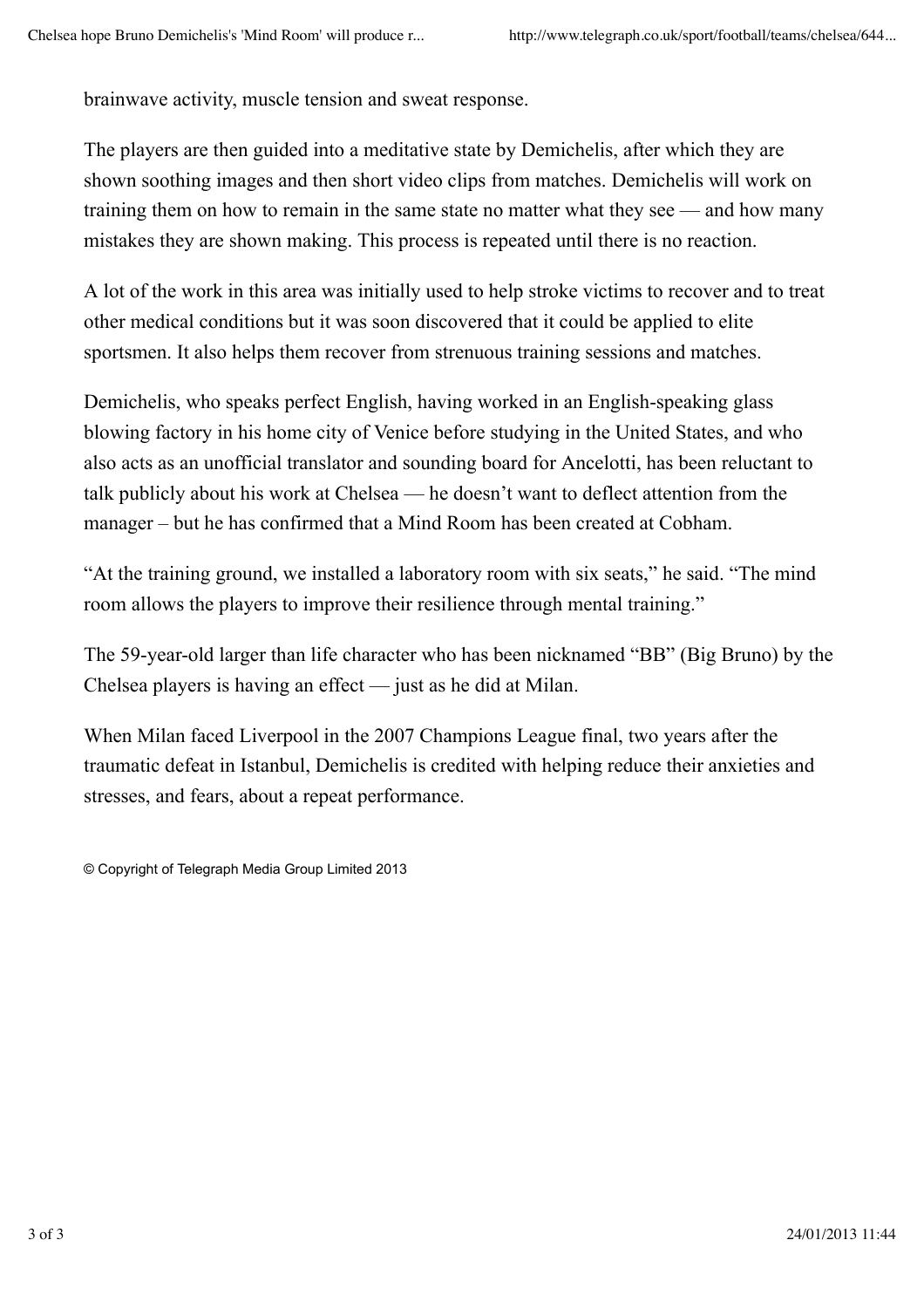brainwave activity, muscle tension and sweat response.

The players are then guided into a meditative state by Demichelis, after which they are shown soothing images and then short video clips from matches. Demichelis will work on training them on how to remain in the same state no matter what they see — and how many mistakes they are shown making. This process is repeated until there is no reaction.

A lot of the work in this area was initially used to help stroke victims to recover and to treat other medical conditions but it was soon discovered that it could be applied to elite sportsmen. It also helps them recover from strenuous training sessions and matches.

Demichelis, who speaks perfect English, having worked in an English-speaking glass blowing factory in his home city of Venice before studying in the United States, and who also acts as an unofficial translator and sounding board for Ancelotti, has been reluctant to talk publicly about his work at Chelsea — he doesn't want to deflect attention from the manager – but he has confirmed that a Mind Room has been created at Cobham.

"At the training ground, we installed a laboratory room with six seats," he said. "The mind room allows the players to improve their resilience through mental training."

The 59-year-old larger than life character who has been nicknamed "BB" (Big Bruno) by the Chelsea players is having an effect — just as he did at Milan.

When Milan faced Liverpool in the 2007 Champions League final, two years after the traumatic defeat in Istanbul, Demichelis is credited with helping reduce their anxieties and stresses, and fears, about a repeat performance.

© Copyright of Telegraph Media Group Limited 2013